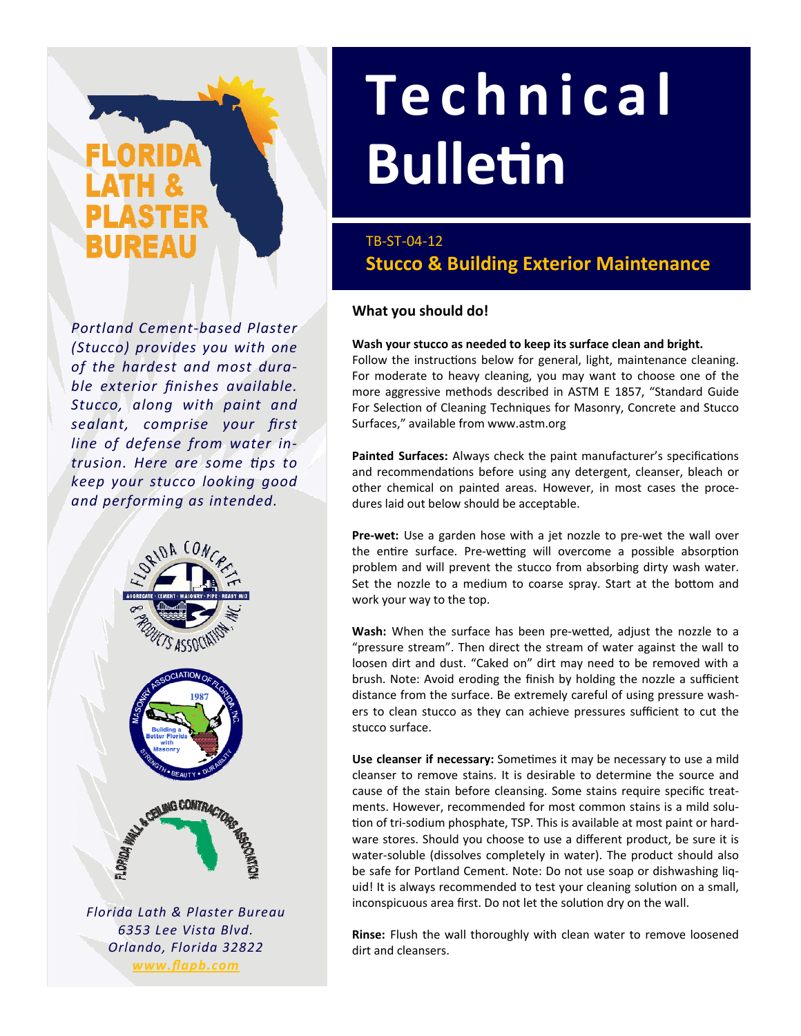# Technical Bulletin

TB-ST-04-12

## Stucco & Building Exterior Maintenance

FLORIDA LATH & PLASTER BUREAU

*Portland Cement-based Plaster (Stucco) provides you with one of the hardest and most durable exterior finishes available. Stucco, along with paint and sealant, comprise your first line of defense from water intrusion. Here are some tips to keep your stucco looking good and performing as intended.*

*Florida Lath & Plaster Bureau*
*6353 Lee Vista Blvd.*
*Orlando, Florida 32822*
*www.flapb.com*

### What you should do!

**Wash your stucco as needed to keep its surface clean and bright.**
Follow the instructions below for general, light, maintenance cleaning. For moderate to heavy cleaning, you may want to choose one of the more aggressive methods described in ASTM E 1857, "Standard Guide For Selection of Cleaning Techniques for Masonry, Concrete and Stucco Surfaces," available from www.astm.org

**Painted Surfaces:** Always check the paint manufacturer's specifications and recommendations before using any detergent, cleanser, bleach or other chemical on painted areas. However, in most cases the procedures laid out below should be acceptable.

**Pre-wet:** Use a garden hose with a jet nozzle to pre-wet the wall over the entire surface. Pre-wetting will overcome a possible absorption problem and will prevent the stucco from absorbing dirty wash water. Set the nozzle to a medium to coarse spray. Start at the bottom and work your way to the top.

**Wash:** When the surface has been pre-wetted, adjust the nozzle to a "pressure stream". Then direct the stream of water against the wall to loosen dirt and dust. "Caked on" dirt may need to be removed with a brush. Note: Avoid eroding the finish by holding the nozzle a sufficient distance from the surface. Be extremely careful of using pressure washers to clean stucco as they can achieve pressures sufficient to cut the stucco surface.

**Use cleanser if necessary:** Sometimes it may be necessary to use a mild cleanser to remove stains. It is desirable to determine the source and cause of the stain before cleansing. Some stains require specific treatments. However, recommended for most common stains is a mild solution of tri-sodium phosphate, TSP. This is available at most paint or hardware stores. Should you choose to use a different product, be sure it is water-soluble (dissolves completely in water). The product should also be safe for Portland Cement. Note: Do not use soap or dishwashing liquid! It is always recommended to test your cleaning solution on a small, inconspicuous area first. Do not let the solution dry on the wall.

**Rinse:** Flush the wall thoroughly with clean water to remove loosened dirt and cleansers.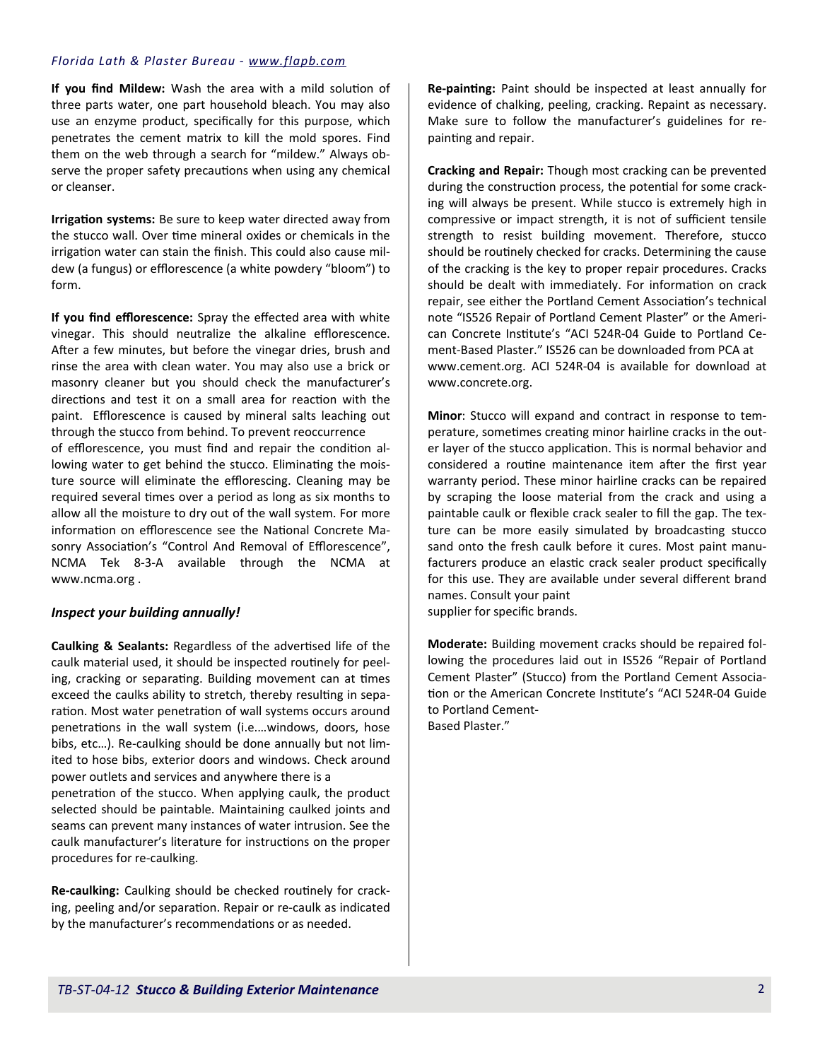**If you find Mildew:** Wash the area with a mild solution of three parts water, one part household bleach. You may also use an enzyme product, specifically for this purpose, which penetrates the cement matrix to kill the mold spores. Find them on the web through a search for "mildew." Always observe the proper safety precautions when using any chemical or cleanser.

**Irrigation systems:** Be sure to keep water directed away from the stucco wall. Over time mineral oxides or chemicals in the irrigation water can stain the finish. This could also cause mildew (a fungus) or efflorescence (a white powdery "bloom") to form.

**If you find efflorescence:** Spray the effected area with white vinegar. This should neutralize the alkaline efflorescence. After a few minutes, but before the vinegar dries, brush and rinse the area with clean water. You may also use a brick or masonry cleaner but you should check the manufacturer's directions and test it on a small area for reaction with the paint. Efflorescence is caused by mineral salts leaching out through the stucco from behind. To prevent reoccurrence of efflorescence, you must find and repair the condition allowing water to get behind the stucco. Eliminating the moisture source will eliminate the efflorescing. Cleaning may be required several times over a period as long as six months to allow all the moisture to dry out of the wall system. For more information on efflorescence see the National Concrete Masonry Association's "Control And Removal of Efflorescence", NCMA Tek 8-3-A available through the NCMA at www.ncma.org .

***Inspect your building annually!***

**Caulking & Sealants:** Regardless of the advertised life of the caulk material used, it should be inspected routinely for peeling, cracking or separating. Building movement can at times exceed the caulks ability to stretch, thereby resulting in separation. Most water penetration of wall systems occurs around penetrations in the wall system (i.e.…windows, doors, hose bibs, etc…). Re-caulking should be done annually but not limited to hose bibs, exterior doors and windows. Check around power outlets and services and anywhere there is a penetration of the stucco. When applying caulk, the product selected should be paintable. Maintaining caulked joints and seams can prevent many instances of water intrusion. See the caulk manufacturer's literature for instructions on the proper procedures for re-caulking.

**Re-caulking:** Caulking should be checked routinely for cracking, peeling and/or separation. Repair or re-caulk as indicated by the manufacturer's recommendations or as needed.

**Re-painting:** Paint should be inspected at least annually for evidence of chalking, peeling, cracking. Repaint as necessary. Make sure to follow the manufacturer's guidelines for re-painting and repair.

**Cracking and Repair:** Though most cracking can be prevented during the construction process, the potential for some cracking will always be present. While stucco is extremely high in compressive or impact strength, it is not of sufficient tensile strength to resist building movement. Therefore, stucco should be routinely checked for cracks. Determining the cause of the cracking is the key to proper repair procedures. Cracks should be dealt with immediately. For information on crack repair, see either the Portland Cement Association's technical note "IS526 Repair of Portland Cement Plaster" or the American Concrete Institute's "ACI 524R-04 Guide to Portland Cement-Based Plaster." IS526 can be downloaded from PCA at www.cement.org. ACI 524R-04 is available for download at www.concrete.org.

**Minor**: Stucco will expand and contract in response to temperature, sometimes creating minor hairline cracks in the outer layer of the stucco application. This is normal behavior and considered a routine maintenance item after the first year warranty period. These minor hairline cracks can be repaired by scraping the loose material from the crack and using a paintable caulk or flexible crack sealer to fill the gap. The texture can be more easily simulated by broadcasting stucco sand onto the fresh caulk before it cures. Most paint manufacturers produce an elastic crack sealer product specifically for this use. They are available under several different brand names. Consult your paint supplier for specific brands.

**Moderate:** Building movement cracks should be repaired following the procedures laid out in IS526 "Repair of Portland Cement Plaster" (Stucco) from the Portland Cement Association or the American Concrete Institute's "ACI 524R-04 Guide to Portland Cement-Based Plaster."